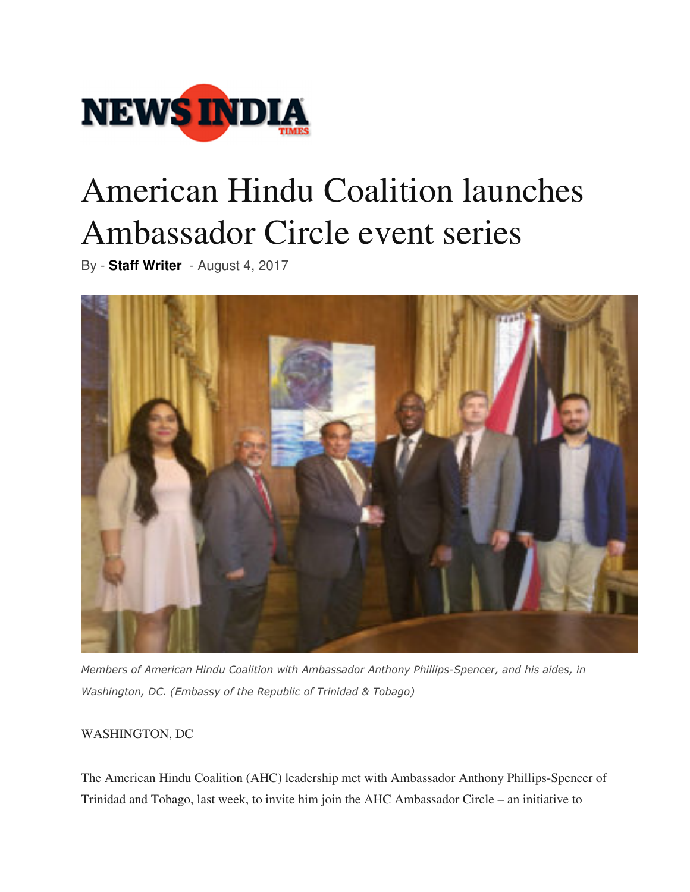# American Hindu Coalition launches Ambassador Circle event series

By - **Staff Writer** - August 4, 2017

*Members of American Hindu Coalition with Ambassador Anthony Phillips-Spencer, and his aides, in Washington, DC. (Embassy of the Republic of Trinidad & Tobago)*

WASHINGTON, DC

The American Hindu Coalition (AHC) leadership met with Ambassador Anthony Phillips-Spencer of Trinidad and Tobago, last week, to invite him join the AHC Ambassador Circle – an initiative to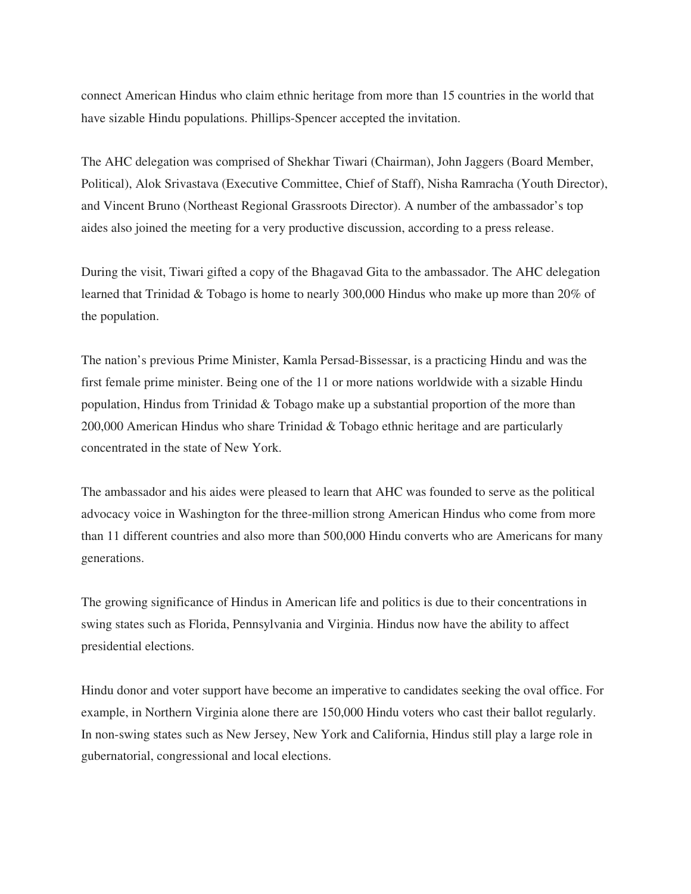connect American Hindus who claim ethnic heritage from more than 15 countries in the world that have sizable Hindu populations. Phillips-Spencer accepted the invitation.

The AHC delegation was comprised of Shekhar Tiwari (Chairman), John Jaggers (Board Member, Political), Alok Srivastava (Executive Committee, Chief of Staff), Nisha Ramracha (Youth Director), and Vincent Bruno (Northeast Regional Grassroots Director). A number of the ambassador's top aides also joined the meeting for a very productive discussion, according to a press release.

During the visit, Tiwari gifted a copy of the Bhagavad Gita to the ambassador. The AHC delegation learned that Trinidad & Tobago is home to nearly 300,000 Hindus who make up more than 20% of the population.

The nation's previous Prime Minister, Kamla Persad-Bissessar, is a practicing Hindu and was the first female prime minister. Being one of the 11 or more nations worldwide with a sizable Hindu population, Hindus from Trinidad & Tobago make up a substantial proportion of the more than 200,000 American Hindus who share Trinidad & Tobago ethnic heritage and are particularly concentrated in the state of New York.

The ambassador and his aides were pleased to learn that AHC was founded to serve as the political advocacy voice in Washington for the three-million strong American Hindus who come from more than 11 different countries and also more than 500,000 Hindu converts who are Americans for many generations.

The growing significance of Hindus in American life and politics is due to their concentrations in swing states such as Florida, Pennsylvania and Virginia. Hindus now have the ability to affect presidential elections.

Hindu donor and voter support have become an imperative to candidates seeking the oval office. For example, in Northern Virginia alone there are 150,000 Hindu voters who cast their ballot regularly. In non-swing states such as New Jersey, New York and California, Hindus still play a large role in gubernatorial, congressional and local elections.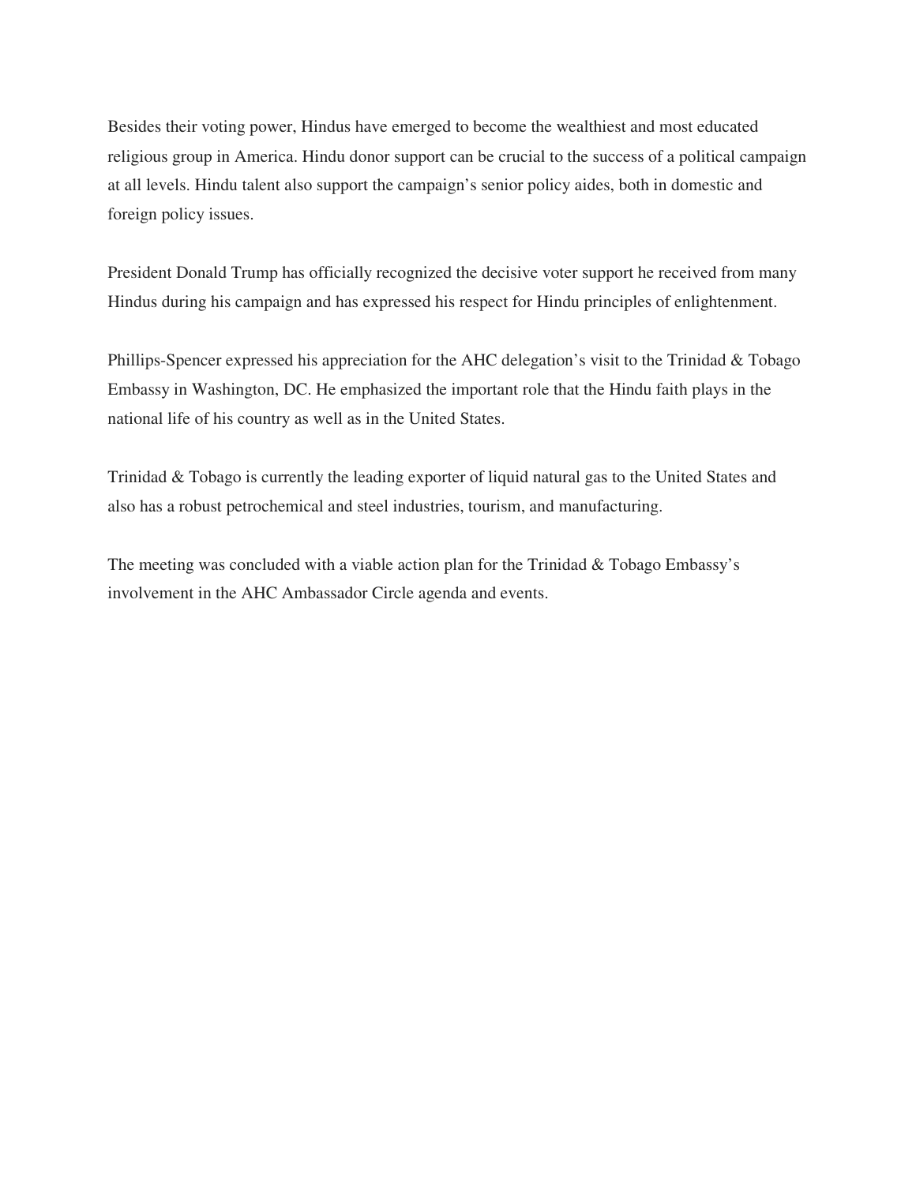Besides their voting power, Hindus have emerged to become the wealthiest and most educated religious group in America. Hindu donor support can be crucial to the success of a political campaign at all levels. Hindu talent also support the campaign's senior policy aides, both in domestic and foreign policy issues.

President Donald Trump has officially recognized the decisive voter support he received from many Hindus during his campaign and has expressed his respect for Hindu principles of enlightenment.

Phillips-Spencer expressed his appreciation for the AHC delegation's visit to the Trinidad & Tobago Embassy in Washington, DC. He emphasized the important role that the Hindu faith plays in the national life of his country as well as in the United States.

Trinidad & Tobago is currently the leading exporter of liquid natural gas to the United States and also has a robust petrochemical and steel industries, tourism, and manufacturing.

The meeting was concluded with a viable action plan for the Trinidad & Tobago Embassy's involvement in the AHC Ambassador Circle agenda and events.